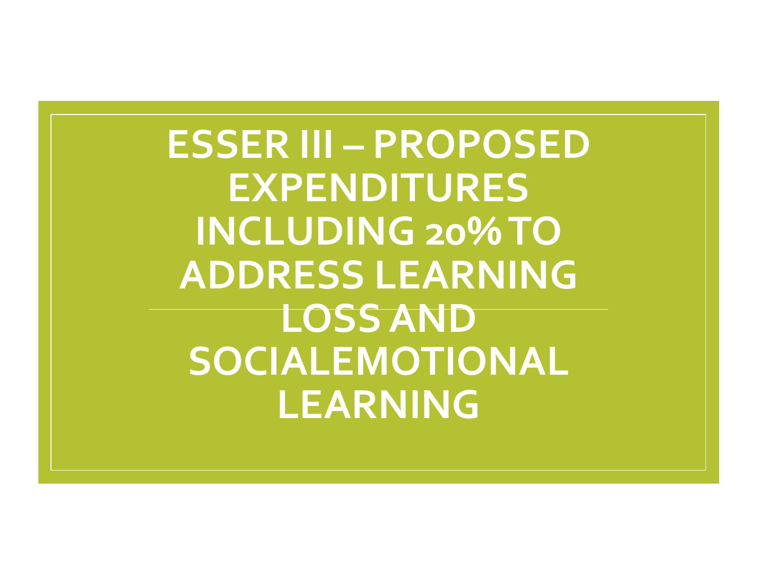# ESSER III – PROPOSED EXPENDITURES INCLUDING 20% TO ADDRESS LEARNING LOSS AND SOCIALEMOTIONAL LEARNING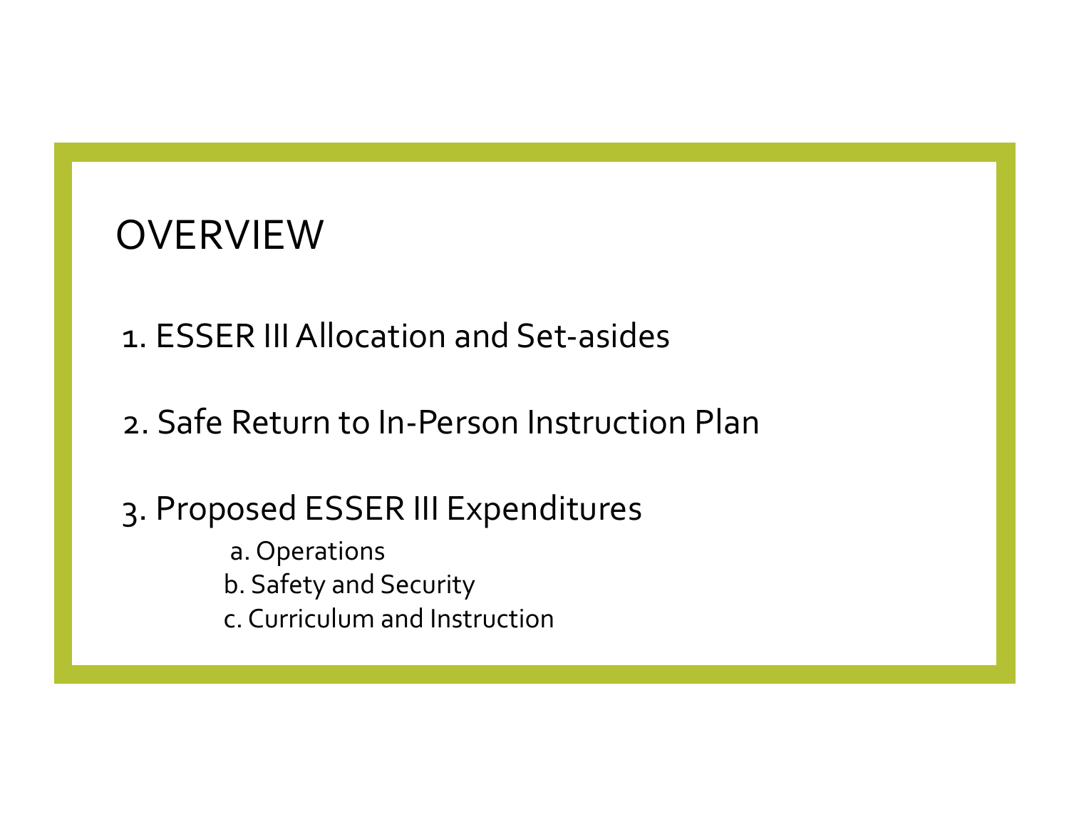# OVERVIEW

1. ESSER III Allocation and Set-asides

2. Safe Return to In-Person Instruction Plan

3. Proposed ESSER III Expenditures
   - a. Operations
   - b. Safety and Security
   - c. Curriculum and Instruction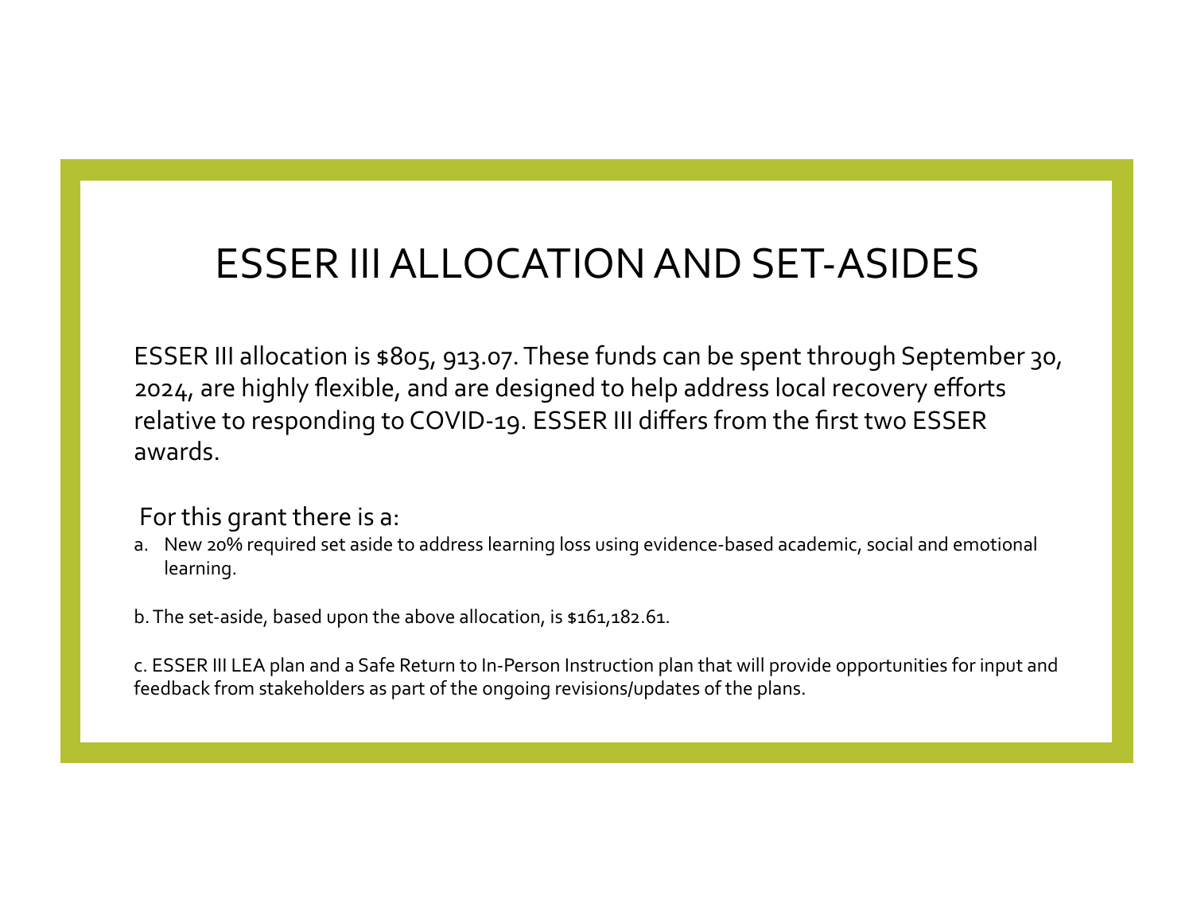# ESSER III ALLOCATION AND SET-ASIDES

ESSER III allocation is $805, 913.07. These funds can be spent through September 30, 2024, are highly flexible, and are designed to help address local recovery efforts relative to responding to COVID-19. ESSER III differs from the first two ESSER awards.

For this grant there is a:

a. New 20% required set aside to address learning loss using evidence-based academic, social and emotional learning.

b. The set-aside, based upon the above allocation, is $161,182.61.

c. ESSER III LEA plan and a Safe Return to In-Person Instruction plan that will provide opportunities for input and feedback from stakeholders as part of the ongoing revisions/updates of the plans.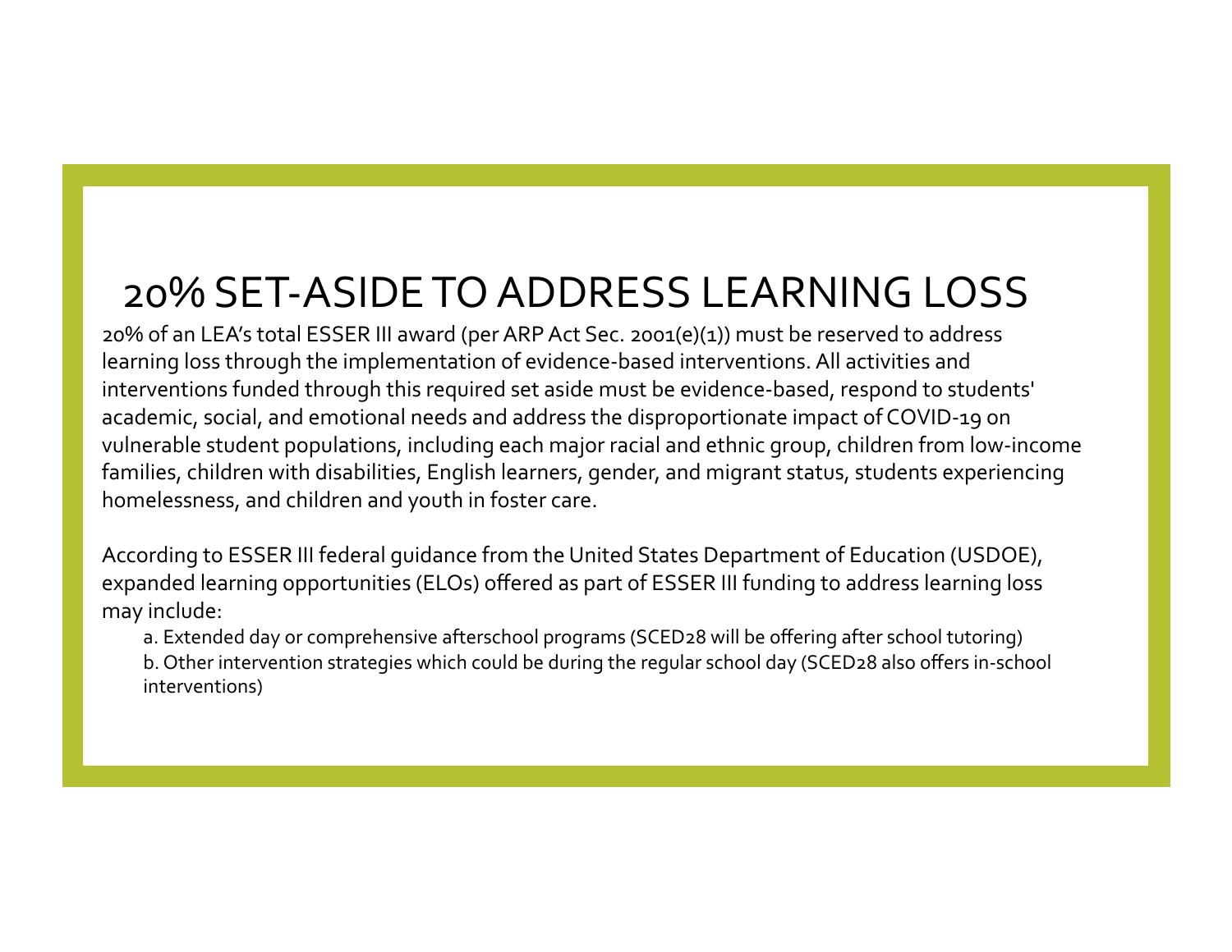# 20% SET-ASIDE TO ADDRESS LEARNING LOSS

20% of an LEA's total ESSER III award (per ARP Act Sec. 2001(e)(1)) must be reserved to address learning loss through the implementation of evidence-based interventions. All activities and interventions funded through this required set aside must be evidence-based, respond to students' academic, social, and emotional needs and address the disproportionate impact of COVID-19 on vulnerable student populations, including each major racial and ethnic group, children from low-income families, children with disabilities, English learners, gender, and migrant status, students experiencing homelessness, and children and youth in foster care.

According to ESSER III federal guidance from the United States Department of Education (USDOE), expanded learning opportunities (ELOs) offered as part of ESSER III funding to address learning loss may include:

a. Extended day or comprehensive afterschool programs (SCED28 will be offering after school tutoring)
b. Other intervention strategies which could be during the regular school day (SCED28 also offers in-school interventions)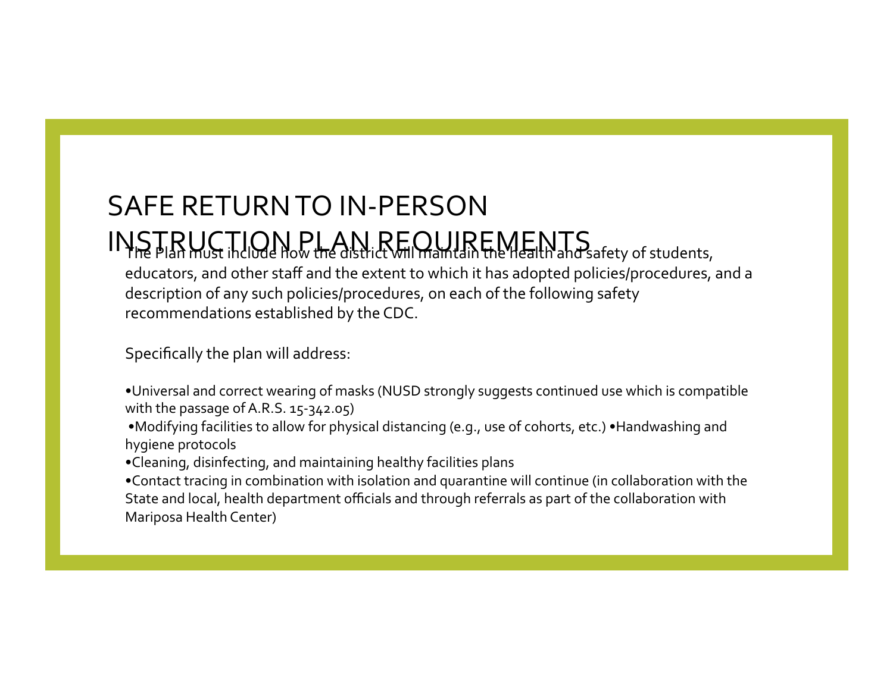# SAFE RETURN TO IN-PERSON INSTRUCTION PLAN REQUIREMENTS

The Plan must include how the district will maintain the health and safety of students, educators, and other staff and the extent to which it has adopted policies/procedures, and a description of any such policies/procedures, on each of the following safety recommendations established by the CDC.

Specifically the plan will address:

- Universal and correct wearing of masks (NUSD strongly suggests continued use which is compatible with the passage of A.R.S. 15-342.05)
- Modifying facilities to allow for physical distancing (e.g., use of cohorts, etc.)
- Handwashing and hygiene protocols
- Cleaning, disinfecting, and maintaining healthy facilities plans
- Contact tracing in combination with isolation and quarantine will continue (in collaboration with the State and local, health department officials and through referrals as part of the collaboration with Mariposa Health Center)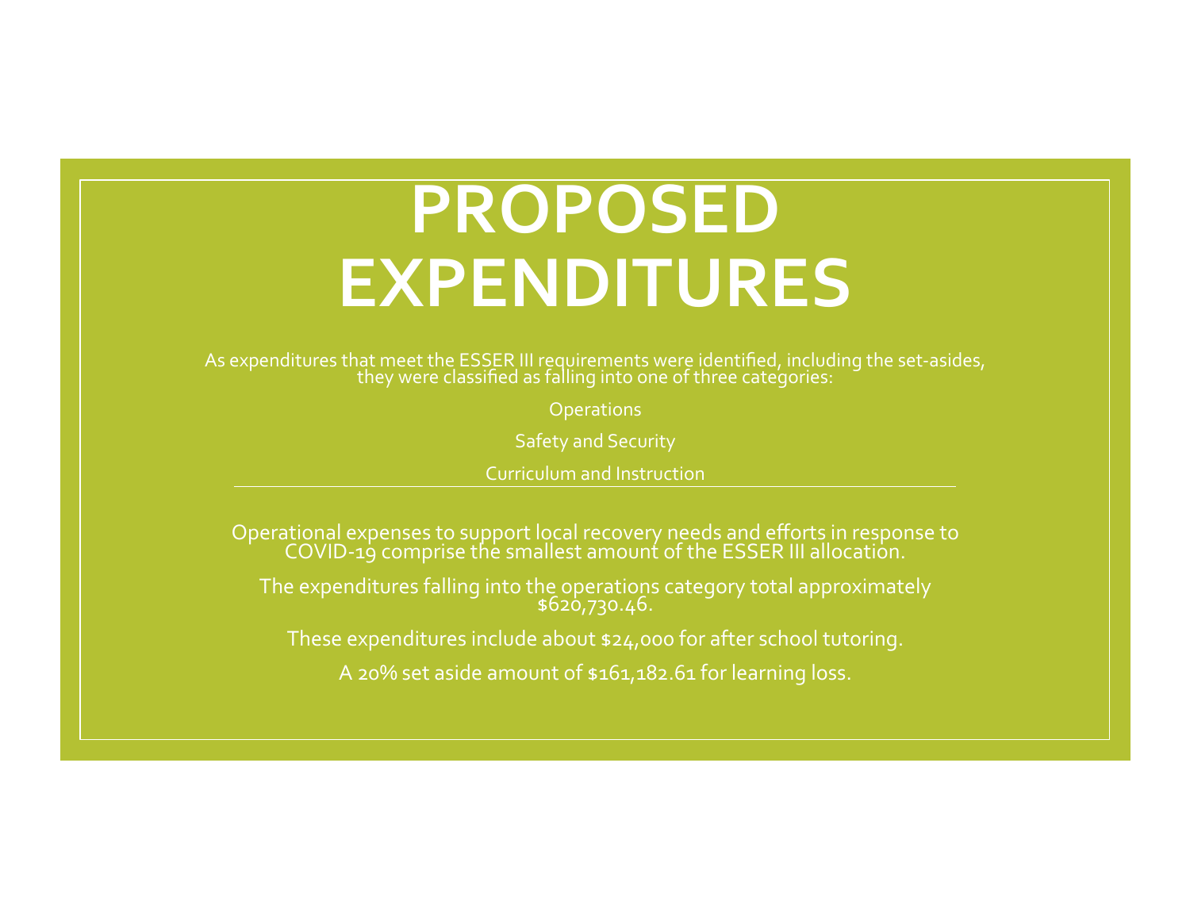# PROPOSED EXPENDITURES

As expenditures that meet the ESSER III requirements were identified, including the set-asides, they were classified as falling into one of three categories:

Operations

Safety and Security

Curriculum and Instruction

---

Operational expenses to support local recovery needs and efforts in response to COVID-19 comprise the smallest amount of the ESSER III allocation.

The expenditures falling into the operations category total approximately $620,730.46.

These expenditures include about $24,000 for after school tutoring.

A 20% set aside amount of $161,182.61 for learning loss.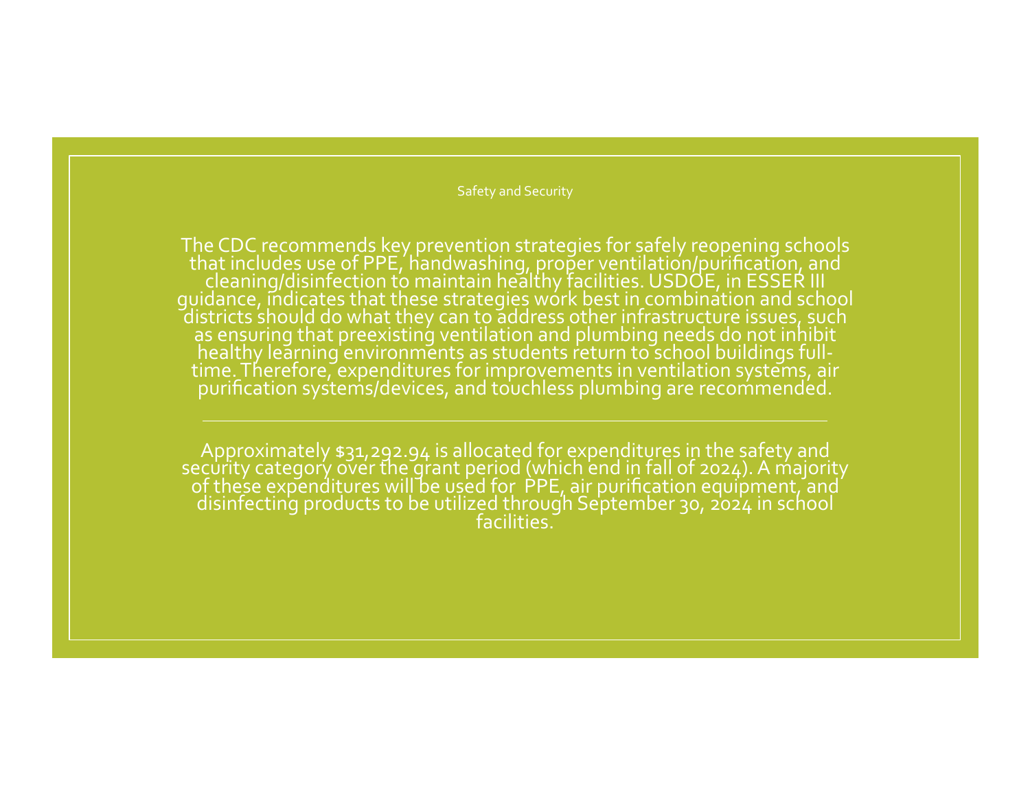## Safety and Security

The CDC recommends key prevention strategies for safely reopening schools that includes use of PPE, handwashing, proper ventilation/purification, and cleaning/disinfection to maintain healthy facilities. USDOE, in ESSER III guidance, indicates that these strategies work best in combination and school districts should do what they can to address other infrastructure issues, such as ensuring that preexisting ventilation and plumbing needs do not inhibit healthy learning environments as students return to school buildings full-time. Therefore, expenditures for improvements in ventilation systems, air purification systems/devices, and touchless plumbing are recommended.

---

Approximately $31,292.94 is allocated for expenditures in the safety and security category over the grant period (which end in fall of 2024). A majority of these expenditures will be used for  PPE, air purification equipment, and disinfecting products to be utilized through September 30, 2024 in school facilities.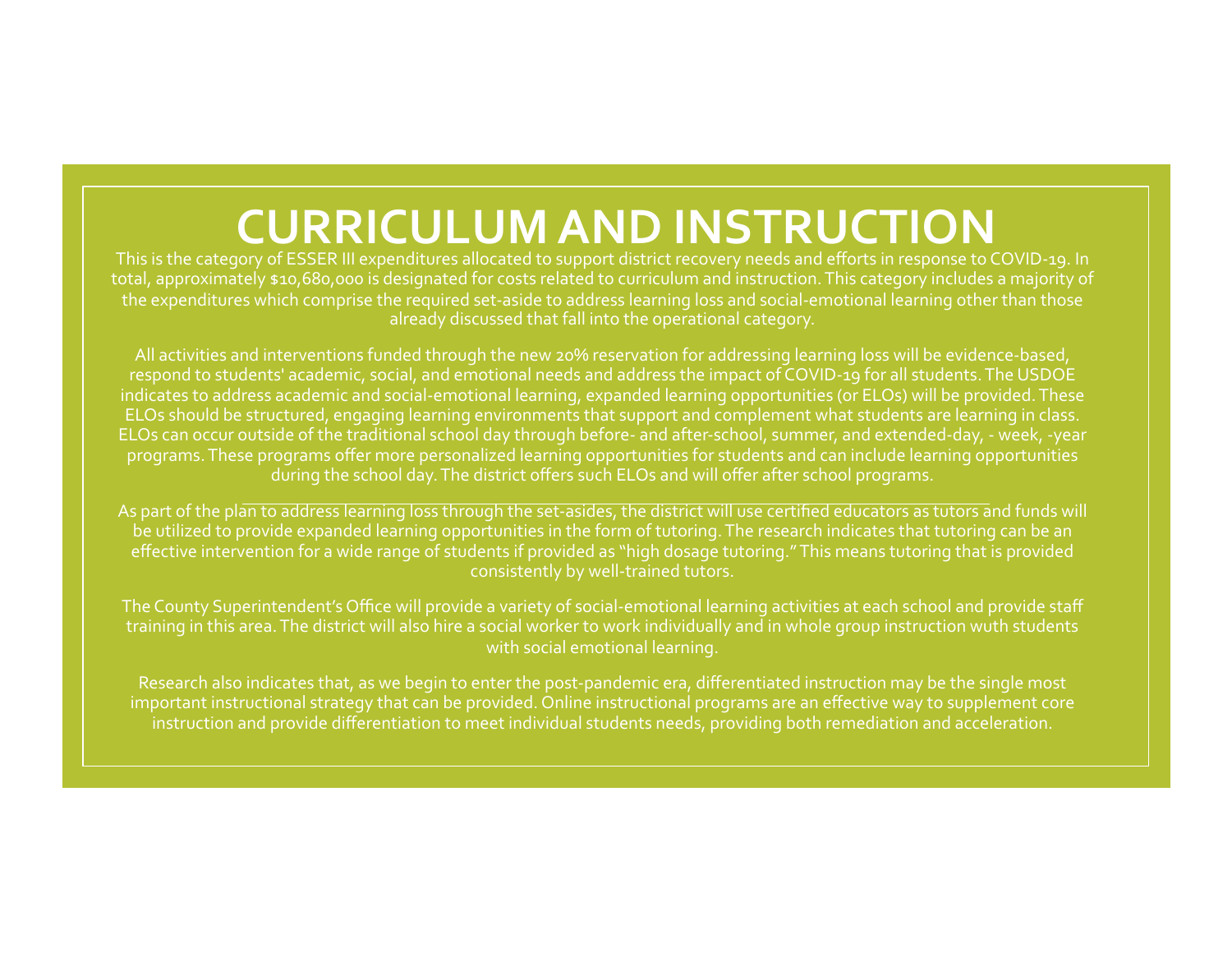# CURRICULUM AND INSTRUCTION

This is the category of ESSER III expenditures allocated to support district recovery needs and efforts in response to COVID-19. In total, approximately $10,680,000 is designated for costs related to curriculum and instruction. This category includes a majority of the expenditures which comprise the required set-aside to address learning loss and social-emotional learning other than those already discussed that fall into the operational category.

All activities and interventions funded through the new 20% reservation for addressing learning loss will be evidence-based, respond to students' academic, social, and emotional needs and address the impact of COVID-19 for all students. The USDOE indicates to address academic and social-emotional learning, expanded learning opportunities (or ELOs) will be provided. These ELOs should be structured, engaging learning environments that support and complement what students are learning in class. ELOs can occur outside of the traditional school day through before- and after-school, summer, and extended-day, - week, -year programs. These programs offer more personalized learning opportunities for students and can include learning opportunities during the school day. The district offers such ELOs and will offer after school programs.

As part of the plan to address learning loss through the set-asides, the district will use certified educators as tutors and funds will be utilized to provide expanded learning opportunities in the form of tutoring. The research indicates that tutoring can be an effective intervention for a wide range of students if provided as "high dosage tutoring." This means tutoring that is provided consistently by well-trained tutors.

The County Superintendent's Office will provide a variety of social-emotional learning activities at each school and provide staff training in this area. The district will also hire a social worker to work individually and in whole group instruction wuth students with social emotional learning.

Research also indicates that, as we begin to enter the post-pandemic era, differentiated instruction may be the single most important instructional strategy that can be provided. Online instructional programs are an effective way to supplement core instruction and provide differentiation to meet individual students needs, providing both remediation and acceleration.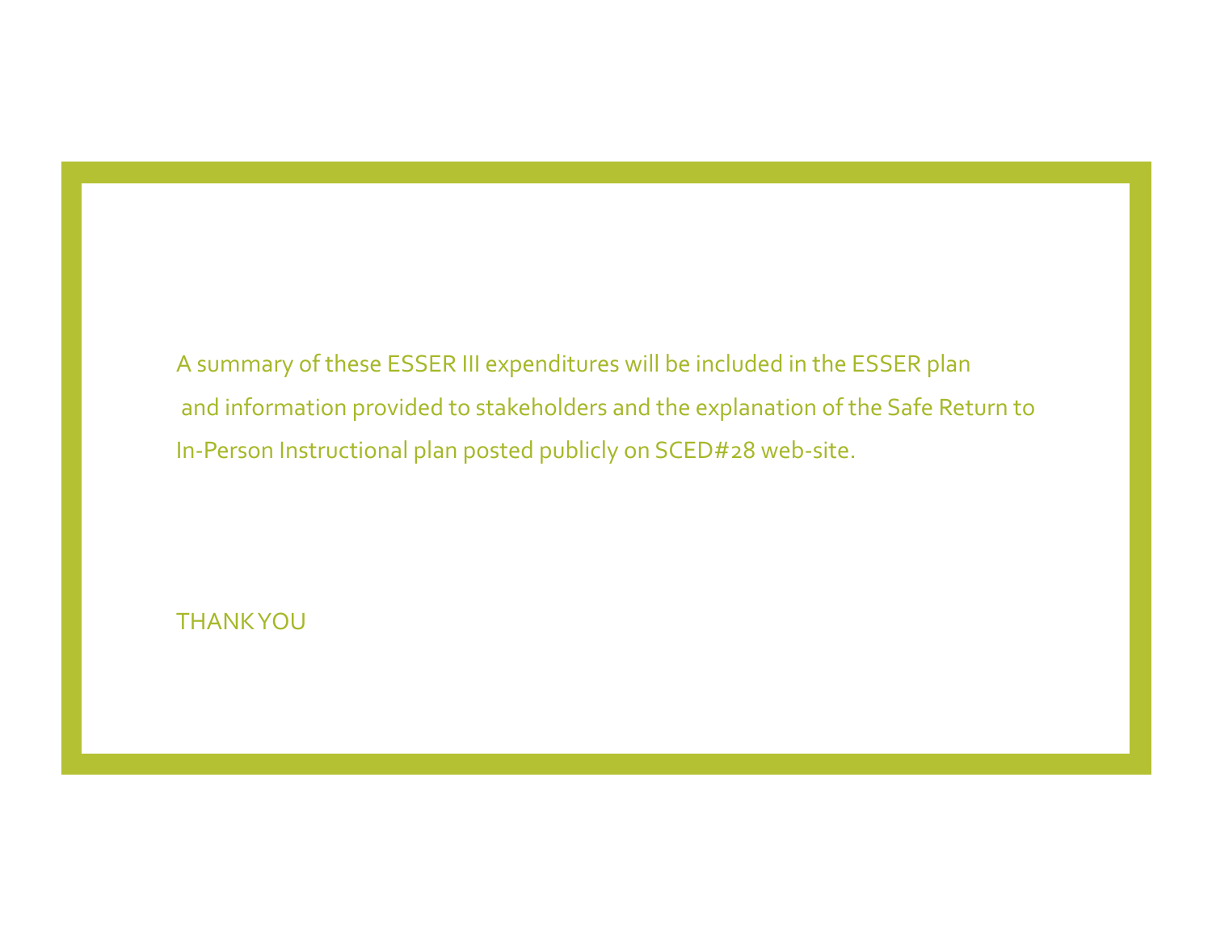A summary of these ESSER III expenditures will be included in the ESSER plan and information provided to stakeholders and the explanation of the Safe Return to In-Person Instructional plan posted publicly on SCED#28 web-site.

THANK YOU